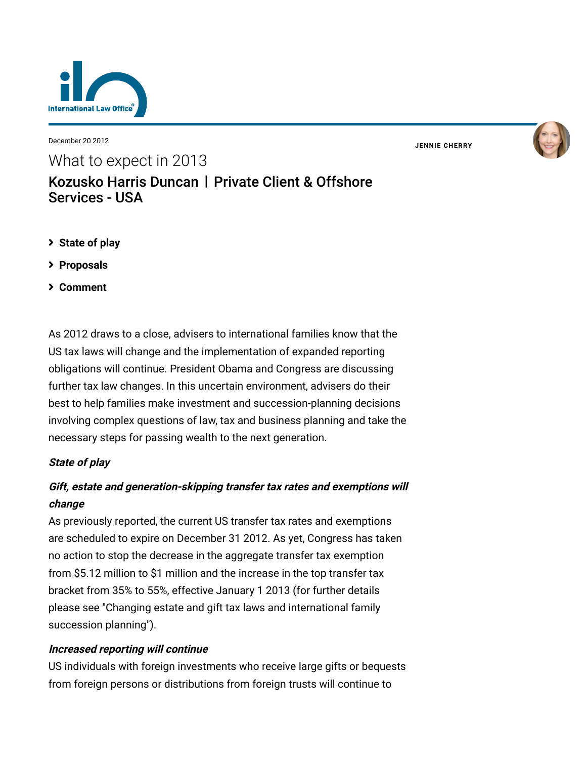December 20 2012

# What to expect in 2013

## Kozusko Harris Duncan | Private Client & Offshore Services - USA

**JENNIE CHERRY**

- **State of play**
- **Proposals**
- **Comment**

As 2012 draws to a close, advisers to international families know that the US tax laws will change and the implementation of expanded reporting obligations will continue. President Obama and Congress are discussing further tax law changes. In this uncertain environment, advisers do their best to help families make investment and succession-planning decisions involving complex questions of law, tax and business planning and take the necessary steps for passing wealth to the next generation.

### *State of play*

#### *Gift, estate and generation-skipping transfer tax rates and exemptions will change*

As previously reported, the current US transfer tax rates and exemptions are scheduled to expire on December 31 2012. As yet, Congress has taken no action to stop the decrease in the aggregate transfer tax exemption from $5.12 million to $1 million and the increase in the top transfer tax bracket from 35% to 55%, effective January 1 2013 (for further details please see "Changing estate and gift tax laws and international family succession planning").

#### *Increased reporting will continue*

US individuals with foreign investments who receive large gifts or bequests from foreign persons or distributions from foreign trusts will continue to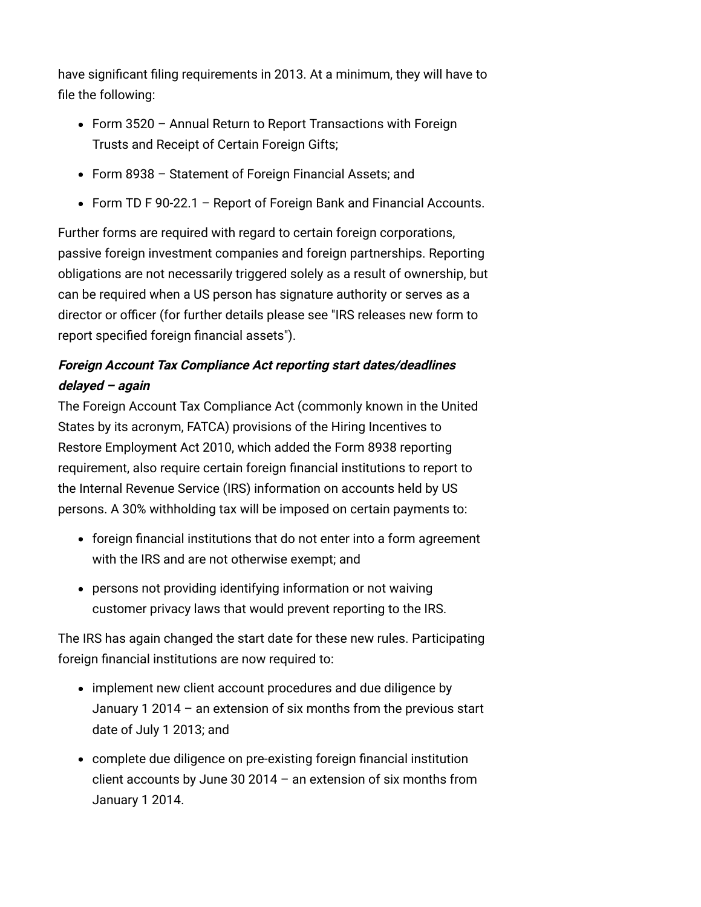have significant filing requirements in 2013. At a minimum, they will have to file the following:

- Form 3520 – Annual Return to Report Transactions with Foreign Trusts and Receipt of Certain Foreign Gifts;
- Form 8938 – Statement of Foreign Financial Assets; and
- Form TD F 90-22.1 – Report of Foreign Bank and Financial Accounts.

Further forms are required with regard to certain foreign corporations, passive foreign investment companies and foreign partnerships. Reporting obligations are not necessarily triggered solely as a result of ownership, but can be required when a US person has signature authority or serves as a director or officer (for further details please see "IRS releases new form to report specified foreign financial assets").

***Foreign Account Tax Compliance Act reporting start dates/deadlines delayed – again***

The Foreign Account Tax Compliance Act (commonly known in the United States by its acronym, FATCA) provisions of the Hiring Incentives to Restore Employment Act 2010, which added the Form 8938 reporting requirement, also require certain foreign financial institutions to report to the Internal Revenue Service (IRS) information on accounts held by US persons. A 30% withholding tax will be imposed on certain payments to:

- foreign financial institutions that do not enter into a form agreement with the IRS and are not otherwise exempt; and
- persons not providing identifying information or not waiving customer privacy laws that would prevent reporting to the IRS.

The IRS has again changed the start date for these new rules. Participating foreign financial institutions are now required to:

- implement new client account procedures and due diligence by January 1 2014 – an extension of six months from the previous start date of July 1 2013; and
- complete due diligence on pre-existing foreign financial institution client accounts by June 30 2014 – an extension of six months from January 1 2014.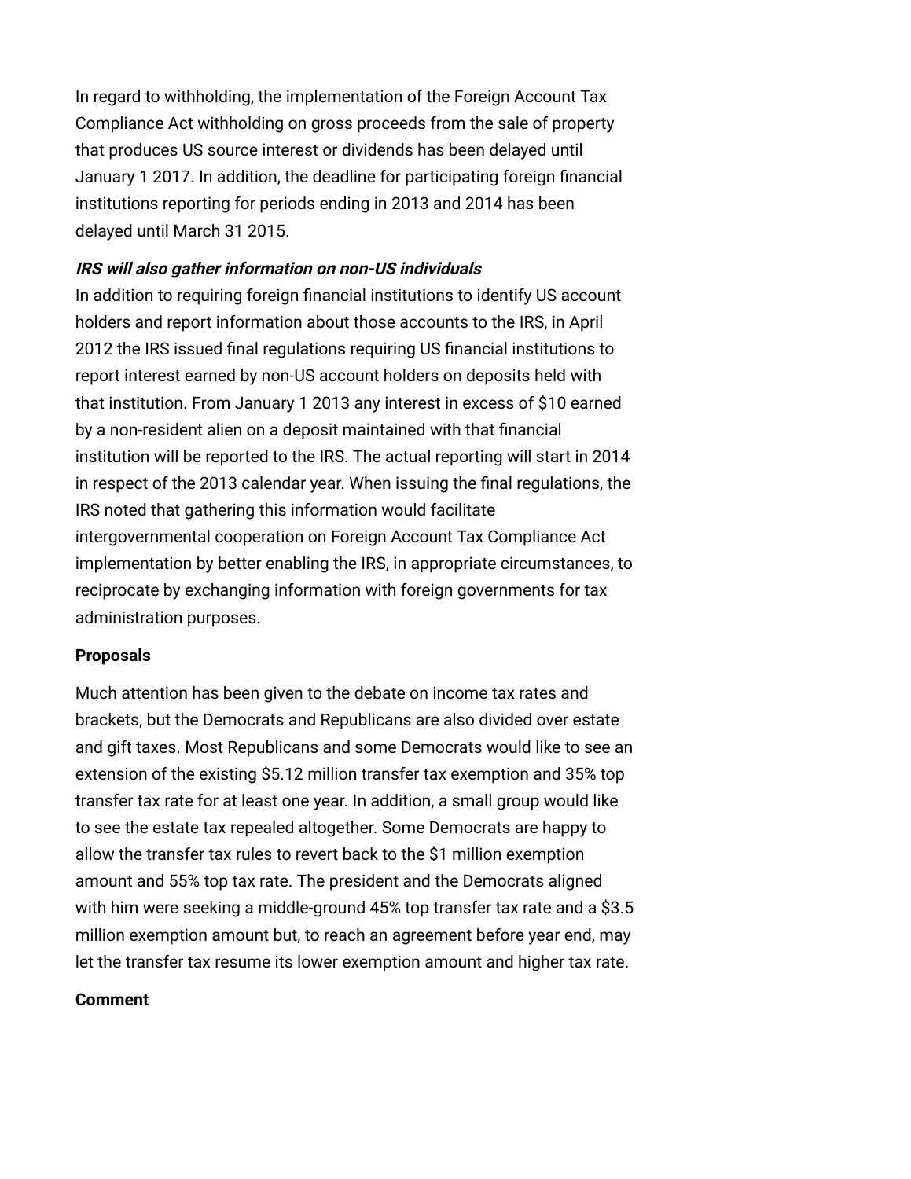In regard to withholding, the implementation of the Foreign Account Tax Compliance Act withholding on gross proceeds from the sale of property that produces US source interest or dividends has been delayed until January 1 2017. In addition, the deadline for participating foreign financial institutions reporting for periods ending in 2013 and 2014 has been delayed until March 31 2015.

***IRS will also gather information on non-US individuals***

In addition to requiring foreign financial institutions to identify US account holders and report information about those accounts to the IRS, in April 2012 the IRS issued final regulations requiring US financial institutions to report interest earned by non-US account holders on deposits held with that institution. From January 1 2013 any interest in excess of $10 earned by a non-resident alien on a deposit maintained with that financial institution will be reported to the IRS. The actual reporting will start in 2014 in respect of the 2013 calendar year. When issuing the final regulations, the IRS noted that gathering this information would facilitate intergovernmental cooperation on Foreign Account Tax Compliance Act implementation by better enabling the IRS, in appropriate circumstances, to reciprocate by exchanging information with foreign governments for tax administration purposes.

**Proposals**

Much attention has been given to the debate on income tax rates and brackets, but the Democrats and Republicans are also divided over estate and gift taxes. Most Republicans and some Democrats would like to see an extension of the existing $5.12 million transfer tax exemption and 35% top transfer tax rate for at least one year. In addition, a small group would like to see the estate tax repealed altogether. Some Democrats are happy to allow the transfer tax rules to revert back to the $1 million exemption amount and 55% top tax rate. The president and the Democrats aligned with him were seeking a middle-ground 45% top transfer tax rate and a $3.5 million exemption amount but, to reach an agreement before year end, may let the transfer tax resume its lower exemption amount and higher tax rate.

**Comment**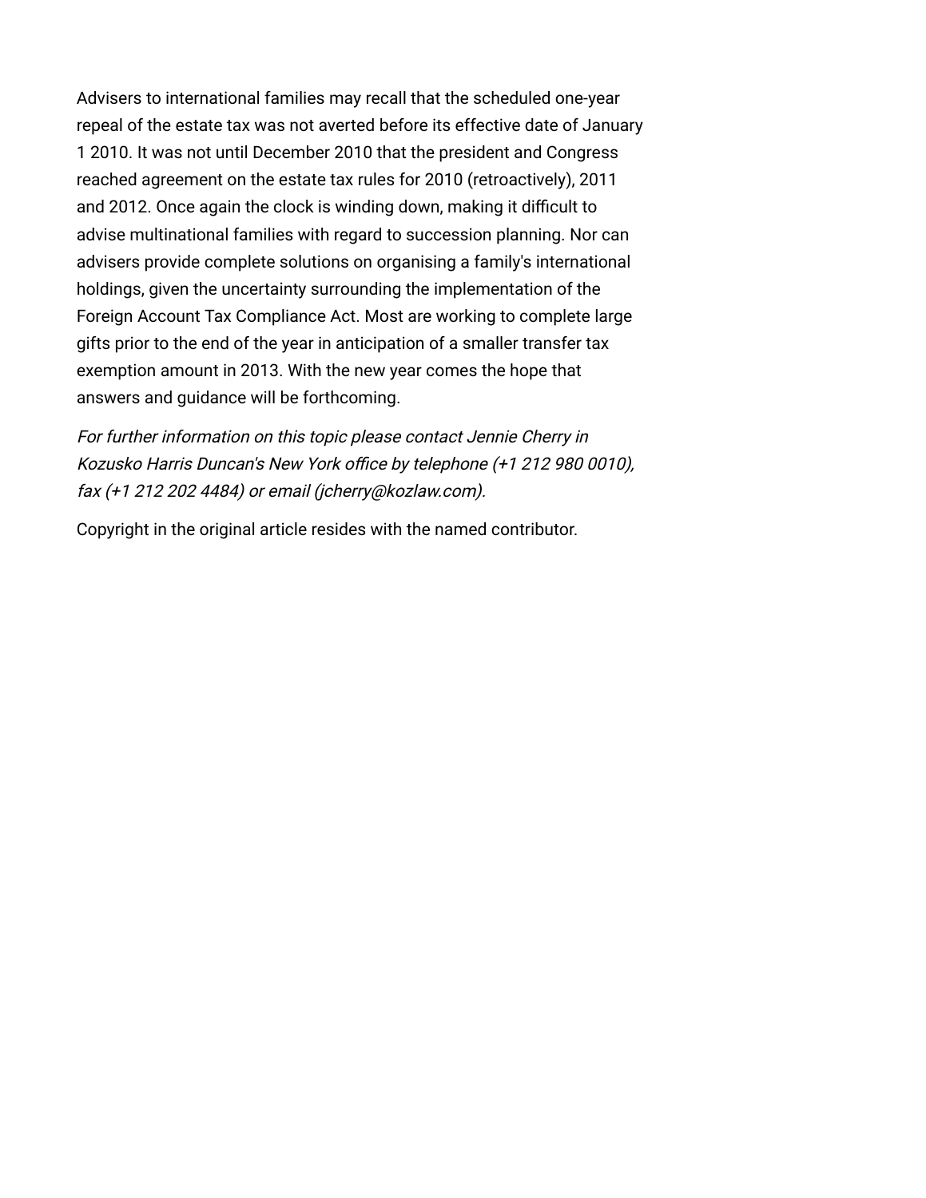Advisers to international families may recall that the scheduled one-year repeal of the estate tax was not averted before its effective date of January 1 2010. It was not until December 2010 that the president and Congress reached agreement on the estate tax rules for 2010 (retroactively), 2011 and 2012. Once again the clock is winding down, making it difficult to advise multinational families with regard to succession planning. Nor can advisers provide complete solutions on organising a family's international holdings, given the uncertainty surrounding the implementation of the Foreign Account Tax Compliance Act. Most are working to complete large gifts prior to the end of the year in anticipation of a smaller transfer tax exemption amount in 2013. With the new year comes the hope that answers and guidance will be forthcoming.

*For further information on this topic please contact Jennie Cherry in Kozusko Harris Duncan's New York office by telephone (+1 212 980 0010), fax (+1 212 202 4484) or email (jcherry@kozlaw.com).*

Copyright in the original article resides with the named contributor.